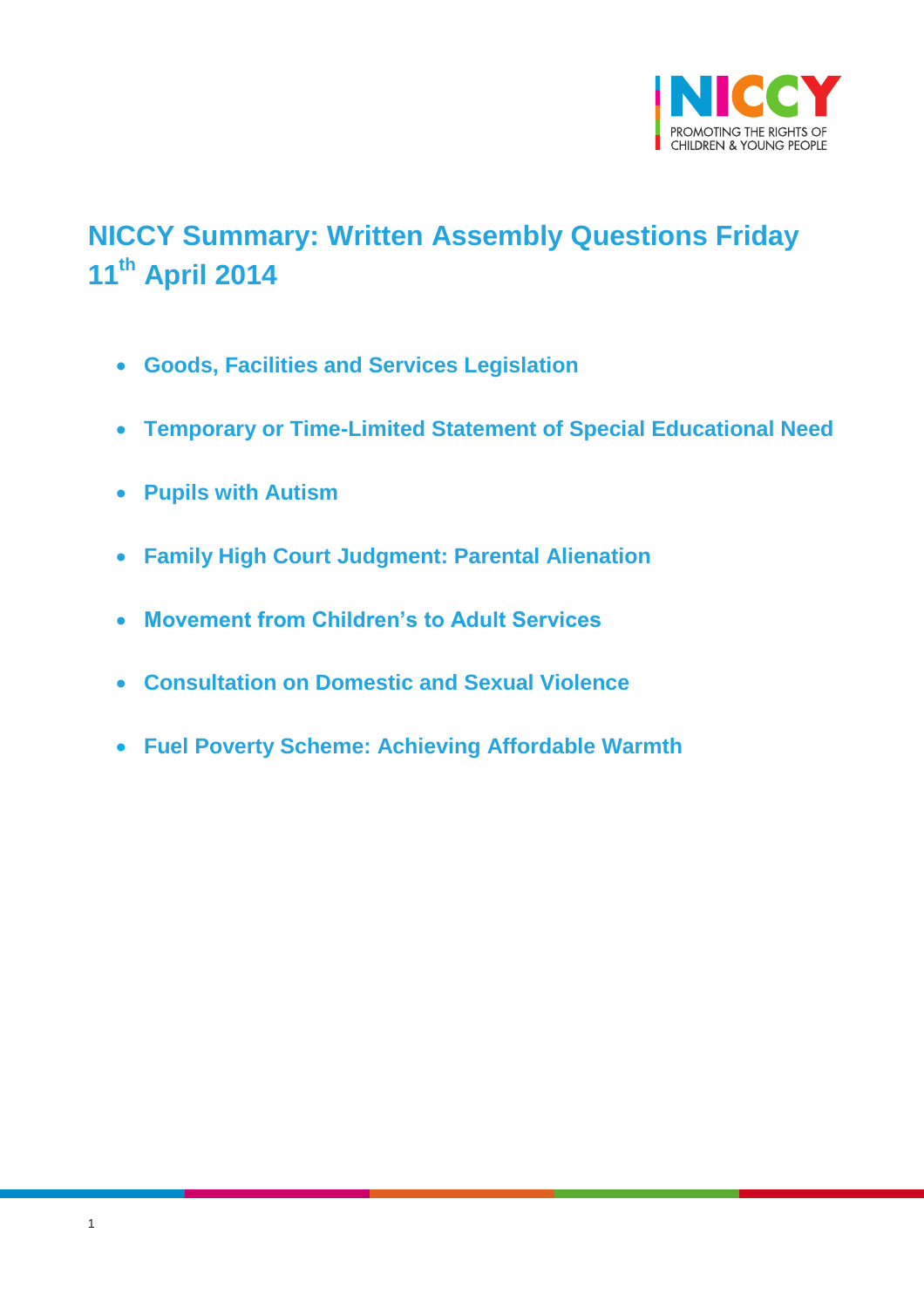# NICCY Summary: Written Assembly Questions Friday 11th April 2014

- **Goods, Facilities and Services Legislation**
- **Temporary or Time-Limited Statement of Special Educational Need**
- **Pupils with Autism**
- **Family High Court Judgment: Parental Alienation**
- **Movement from Children's to Adult Services**
- **Consultation on Domestic and Sexual Violence**
- **Fuel Poverty Scheme: Achieving Affordable Warmth**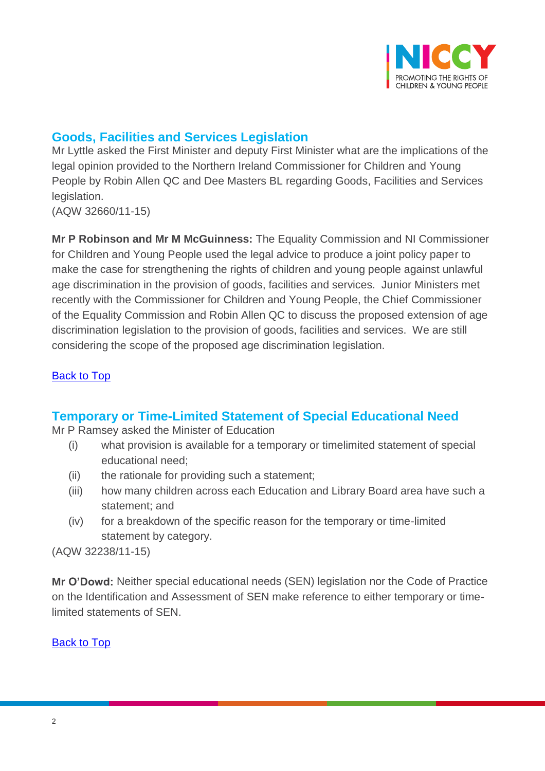## Goods, Facilities and Services Legislation

Mr Lyttle asked the First Minister and deputy First Minister what are the implications of the legal opinion provided to the Northern Ireland Commissioner for Children and Young People by Robin Allen QC and Dee Masters BL regarding Goods, Facilities and Services legislation.
(AQW 32660/11-15)

**Mr P Robinson and Mr M McGuinness:** The Equality Commission and NI Commissioner for Children and Young People used the legal advice to produce a joint policy paper to make the case for strengthening the rights of children and young people against unlawful age discrimination in the provision of goods, facilities and services. Junior Ministers met recently with the Commissioner for Children and Young People, the Chief Commissioner of the Equality Commission and Robin Allen QC to discuss the proposed extension of age discrimination legislation to the provision of goods, facilities and services. We are still considering the scope of the proposed age discrimination legislation.

Back to Top

## Temporary or Time-Limited Statement of Special Educational Need

Mr P Ramsey asked the Minister of Education

(i) what provision is available for a temporary or timelimited statement of special educational need;
(ii) the rationale for providing such a statement;
(iii) how many children across each Education and Library Board area have such a statement; and
(iv) for a breakdown of the specific reason for the temporary or time-limited statement by category.

(AQW 32238/11-15)

**Mr O'Dowd:** Neither special educational needs (SEN) legislation nor the Code of Practice on the Identification and Assessment of SEN make reference to either temporary or time-limited statements of SEN.

Back to Top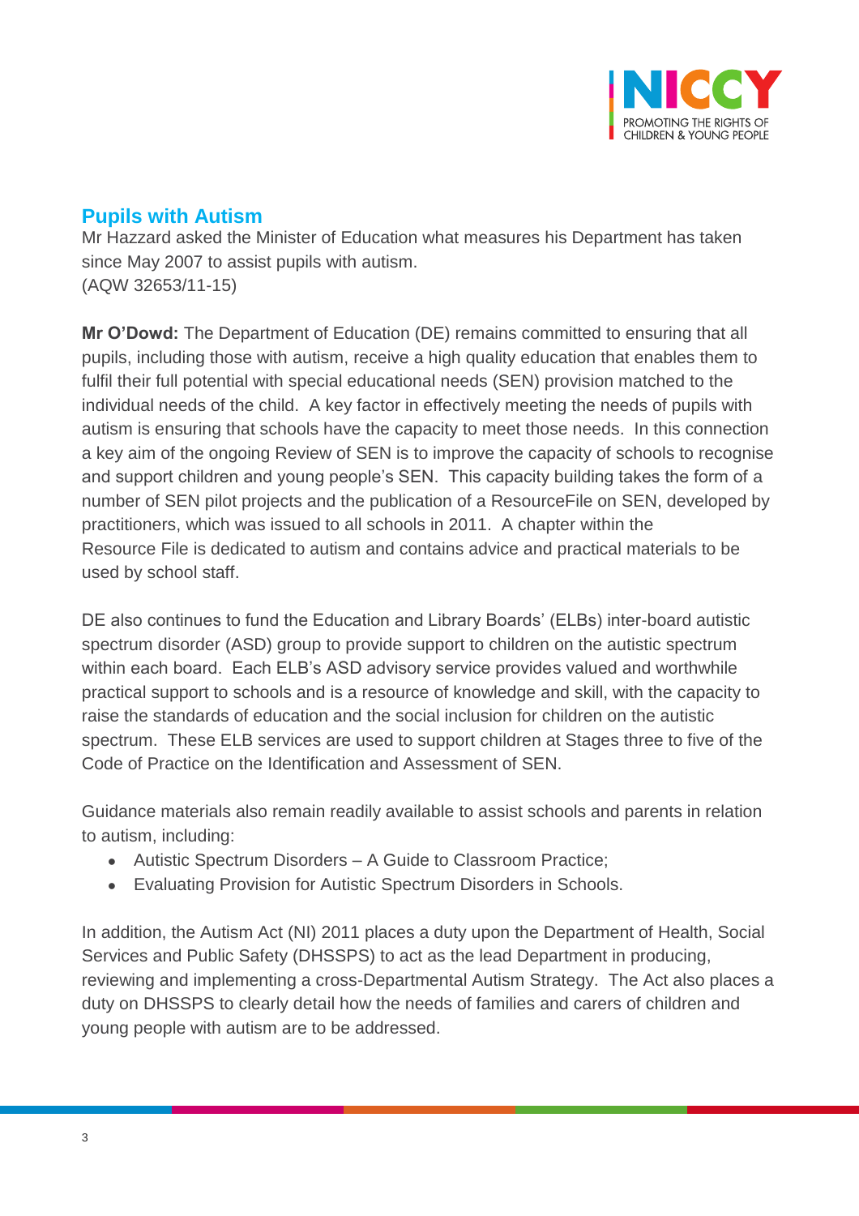## Pupils with Autism

Mr Hazzard asked the Minister of Education what measures his Department has taken since May 2007 to assist pupils with autism.
(AQW 32653/11-15)

**Mr O'Dowd:** The Department of Education (DE) remains committed to ensuring that all pupils, including those with autism, receive a high quality education that enables them to fulfil their full potential with special educational needs (SEN) provision matched to the individual needs of the child. A key factor in effectively meeting the needs of pupils with autism is ensuring that schools have the capacity to meet those needs. In this connection a key aim of the ongoing Review of SEN is to improve the capacity of schools to recognise and support children and young people's SEN. This capacity building takes the form of a number of SEN pilot projects and the publication of a ResourceFile on SEN, developed by practitioners, which was issued to all schools in 2011. A chapter within the Resource File is dedicated to autism and contains advice and practical materials to be used by school staff.

DE also continues to fund the Education and Library Boards' (ELBs) inter-board autistic spectrum disorder (ASD) group to provide support to children on the autistic spectrum within each board. Each ELB's ASD advisory service provides valued and worthwhile practical support to schools and is a resource of knowledge and skill, with the capacity to raise the standards of education and the social inclusion for children on the autistic spectrum. These ELB services are used to support children at Stages three to five of the Code of Practice on the Identification and Assessment of SEN.

Guidance materials also remain readily available to assist schools and parents in relation to autism, including:

- Autistic Spectrum Disorders – A Guide to Classroom Practice;
- Evaluating Provision for Autistic Spectrum Disorders in Schools.

In addition, the Autism Act (NI) 2011 places a duty upon the Department of Health, Social Services and Public Safety (DHSSPS) to act as the lead Department in producing, reviewing and implementing a cross-Departmental Autism Strategy. The Act also places a duty on DHSSPS to clearly detail how the needs of families and carers of children and young people with autism are to be addressed.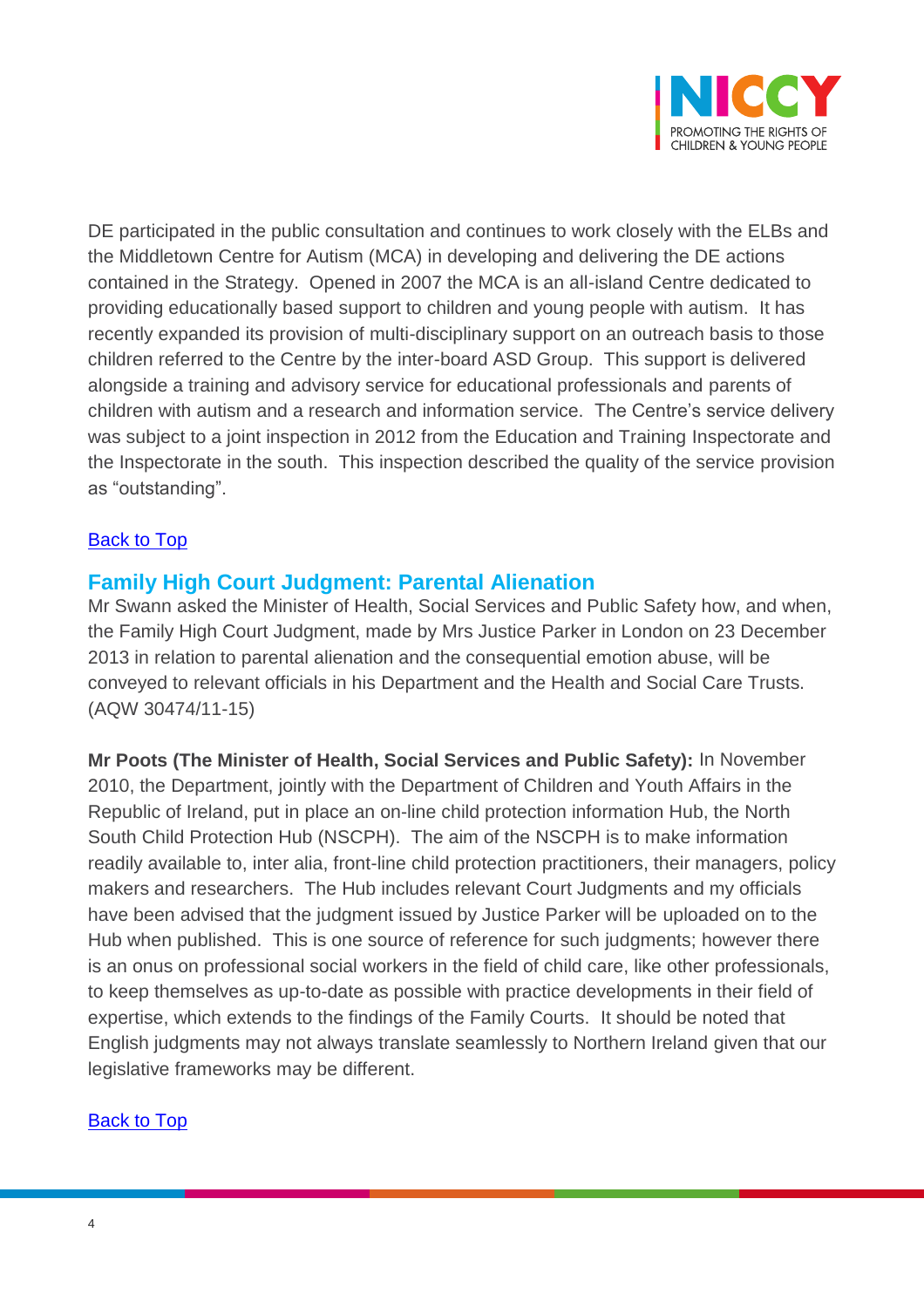DE participated in the public consultation and continues to work closely with the ELBs and the Middletown Centre for Autism (MCA) in developing and delivering the DE actions contained in the Strategy. Opened in 2007 the MCA is an all-island Centre dedicated to providing educationally based support to children and young people with autism. It has recently expanded its provision of multi-disciplinary support on an outreach basis to those children referred to the Centre by the inter-board ASD Group. This support is delivered alongside a training and advisory service for educational professionals and parents of children with autism and a research and information service. The Centre's service delivery was subject to a joint inspection in 2012 from the Education and Training Inspectorate and the Inspectorate in the south. This inspection described the quality of the service provision as "outstanding".

Back to Top

## Family High Court Judgment: Parental Alienation

Mr Swann asked the Minister of Health, Social Services and Public Safety how, and when, the Family High Court Judgment, made by Mrs Justice Parker in London on 23 December 2013 in relation to parental alienation and the consequential emotion abuse, will be conveyed to relevant officials in his Department and the Health and Social Care Trusts. (AQW 30474/11-15)

**Mr Poots (The Minister of Health, Social Services and Public Safety):** In November 2010, the Department, jointly with the Department of Children and Youth Affairs in the Republic of Ireland, put in place an on-line child protection information Hub, the North South Child Protection Hub (NSCPH). The aim of the NSCPH is to make information readily available to, inter alia, front-line child protection practitioners, their managers, policy makers and researchers. The Hub includes relevant Court Judgments and my officials have been advised that the judgment issued by Justice Parker will be uploaded on to the Hub when published. This is one source of reference for such judgments; however there is an onus on professional social workers in the field of child care, like other professionals, to keep themselves as up-to-date as possible with practice developments in their field of expertise, which extends to the findings of the Family Courts. It should be noted that English judgments may not always translate seamlessly to Northern Ireland given that our legislative frameworks may be different.

Back to Top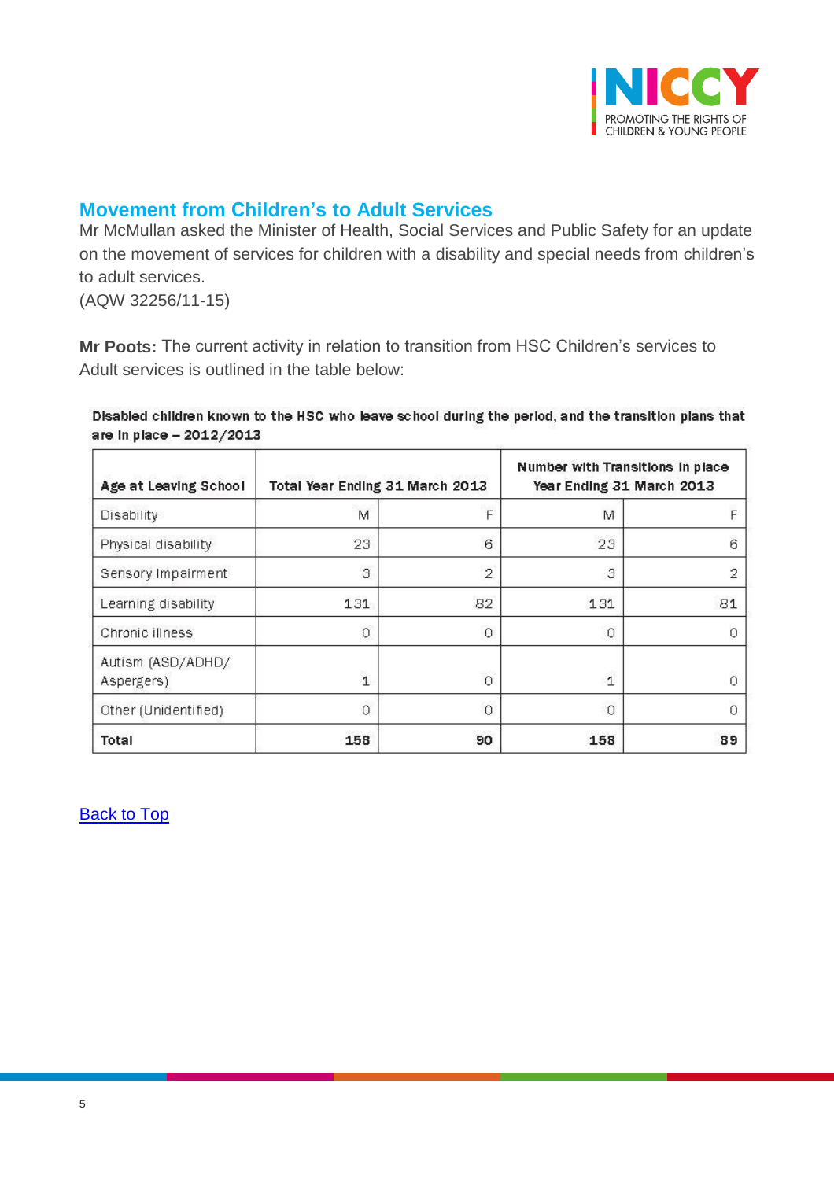## Movement from Children's to Adult Services

Mr McMullan asked the Minister of Health, Social Services and Public Safety for an update on the movement of services for children with a disability and special needs from children's to adult services.
(AQW 32256/11-15)

**Mr Poots:** The current activity in relation to transition from HSC Children's services to Adult services is outlined in the table below:

**Disabled children known to the HSC who leave school during the period, and the transition plans that are in place – 2012/2013**

| Age at Leaving School | Total Year Ending 31 March 2013 | | Number with Transitions in place Year Ending 31 March 2013 | |
|---|---|---|---|---|
| Disability | M | F | M | F |
| Physical disability | 23 | 6 | 23 | 6 |
| Sensory Impairment | 3 | 2 | 3 | 2 |
| Learning disability | 131 | 82 | 131 | 81 |
| Chronic illness | 0 | 0 | 0 | 0 |
| Autism (ASD/ADHD/ Aspergers) | 1 | 0 | 1 | 0 |
| Other (Unidentified) | 0 | 0 | 0 | 0 |
| **Total** | **158** | **90** | **158** | **89** |

Back to Top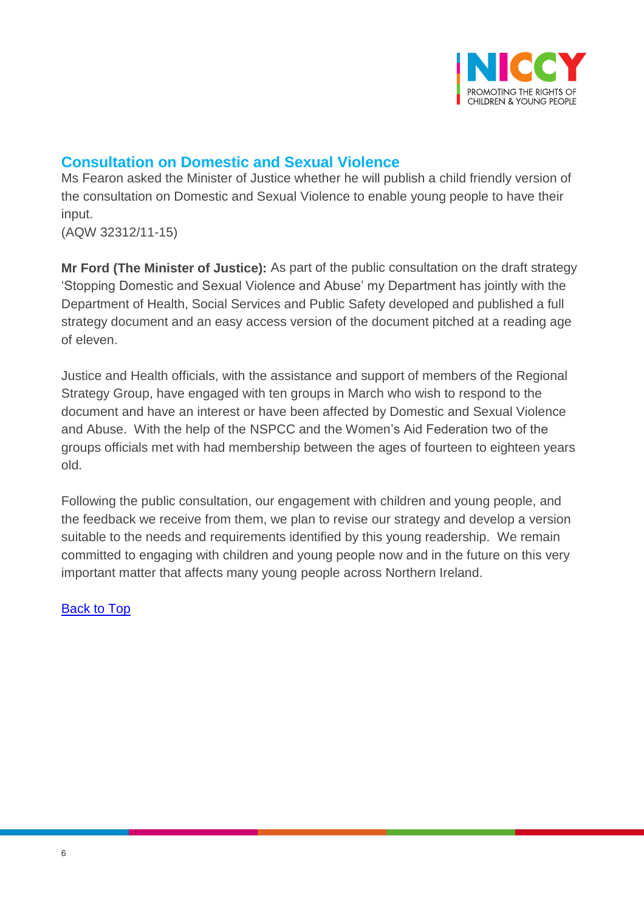## Consultation on Domestic and Sexual Violence

Ms Fearon asked the Minister of Justice whether he will publish a child friendly version of the consultation on Domestic and Sexual Violence to enable young people to have their input.
(AQW 32312/11-15)

**Mr Ford (The Minister of Justice):** As part of the public consultation on the draft strategy 'Stopping Domestic and Sexual Violence and Abuse' my Department has jointly with the Department of Health, Social Services and Public Safety developed and published a full strategy document and an easy access version of the document pitched at a reading age of eleven.

Justice and Health officials, with the assistance and support of members of the Regional Strategy Group, have engaged with ten groups in March who wish to respond to the document and have an interest or have been affected by Domestic and Sexual Violence and Abuse. With the help of the NSPCC and the Women's Aid Federation two of the groups officials met with had membership between the ages of fourteen to eighteen years old.

Following the public consultation, our engagement with children and young people, and the feedback we receive from them, we plan to revise our strategy and develop a version suitable to the needs and requirements identified by this young readership. We remain committed to engaging with children and young people now and in the future on this very important matter that affects many young people across Northern Ireland.

Back to Top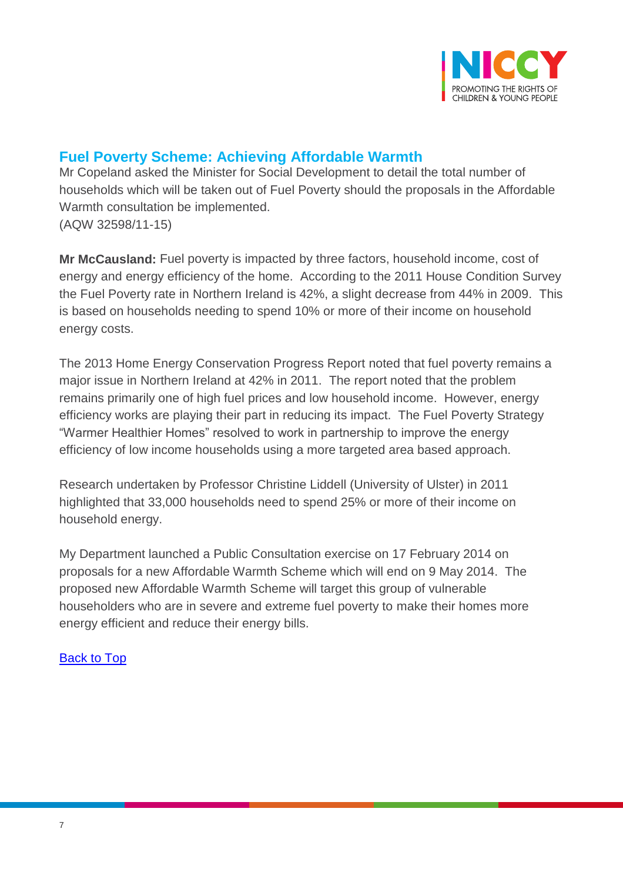## Fuel Poverty Scheme: Achieving Affordable Warmth

Mr Copeland asked the Minister for Social Development to detail the total number of households which will be taken out of Fuel Poverty should the proposals in the Affordable Warmth consultation be implemented.
(AQW 32598/11-15)

**Mr McCausland:** Fuel poverty is impacted by three factors, household income, cost of energy and energy efficiency of the home. According to the 2011 House Condition Survey the Fuel Poverty rate in Northern Ireland is 42%, a slight decrease from 44% in 2009. This is based on households needing to spend 10% or more of their income on household energy costs.

The 2013 Home Energy Conservation Progress Report noted that fuel poverty remains a major issue in Northern Ireland at 42% in 2011. The report noted that the problem remains primarily one of high fuel prices and low household income. However, energy efficiency works are playing their part in reducing its impact. The Fuel Poverty Strategy "Warmer Healthier Homes" resolved to work in partnership to improve the energy efficiency of low income households using a more targeted area based approach.

Research undertaken by Professor Christine Liddell (University of Ulster) in 2011 highlighted that 33,000 households need to spend 25% or more of their income on household energy.

My Department launched a Public Consultation exercise on 17 February 2014 on proposals for a new Affordable Warmth Scheme which will end on 9 May 2014. The proposed new Affordable Warmth Scheme will target this group of vulnerable householders who are in severe and extreme fuel poverty to make their homes more energy efficient and reduce their energy bills.

Back to Top